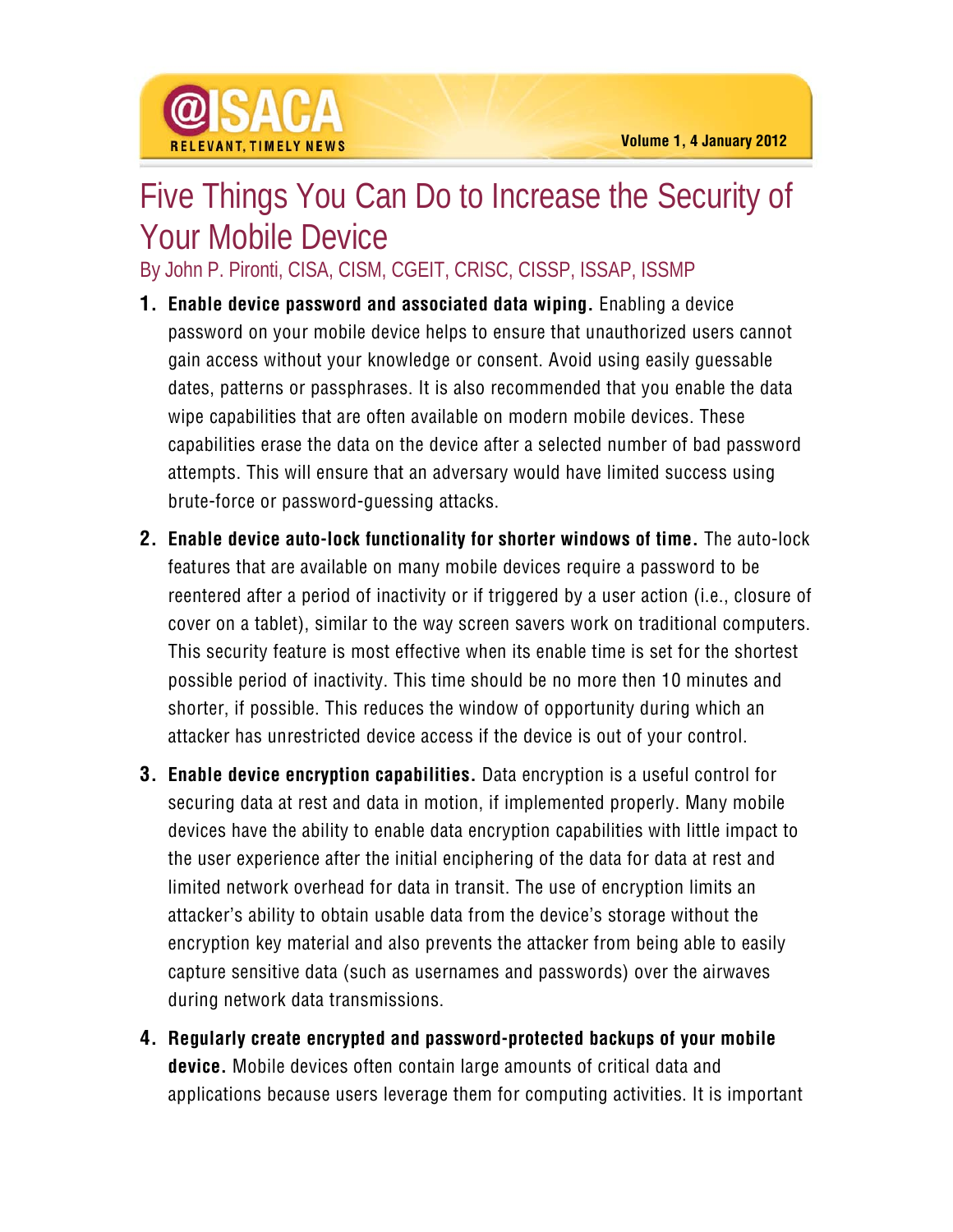# Five Things You Can Do to Increase the Security of Your Mobile Device

By John P. Pironti, CISA, CISM, CGEIT, CRISC, CISSP, ISSAP, ISSMP

1. **Enable device password and associated data wiping.** Enabling a device password on your mobile device helps to ensure that unauthorized users cannot gain access without your knowledge or consent. Avoid using easily guessable dates, patterns or passphrases. It is also recommended that you enable the data wipe capabilities that are often available on modern mobile devices. These capabilities erase the data on the device after a selected number of bad password attempts. This will ensure that an adversary would have limited success using brute-force or password-guessing attacks.

2. **Enable device auto-lock functionality for shorter windows of time.** The auto-lock features that are available on many mobile devices require a password to be reentered after a period of inactivity or if triggered by a user action (i.e., closure of cover on a tablet), similar to the way screen savers work on traditional computers. This security feature is most effective when its enable time is set for the shortest possible period of inactivity. This time should be no more then 10 minutes and shorter, if possible. This reduces the window of opportunity during which an attacker has unrestricted device access if the device is out of your control.

3. **Enable device encryption capabilities.** Data encryption is a useful control for securing data at rest and data in motion, if implemented properly. Many mobile devices have the ability to enable data encryption capabilities with little impact to the user experience after the initial enciphering of the data for data at rest and limited network overhead for data in transit. The use of encryption limits an attacker's ability to obtain usable data from the device's storage without the encryption key material and also prevents the attacker from being able to easily capture sensitive data (such as usernames and passwords) over the airwaves during network data transmissions.

4. **Regularly create encrypted and password-protected backups of your mobile device.** Mobile devices often contain large amounts of critical data and applications because users leverage them for computing activities. It is important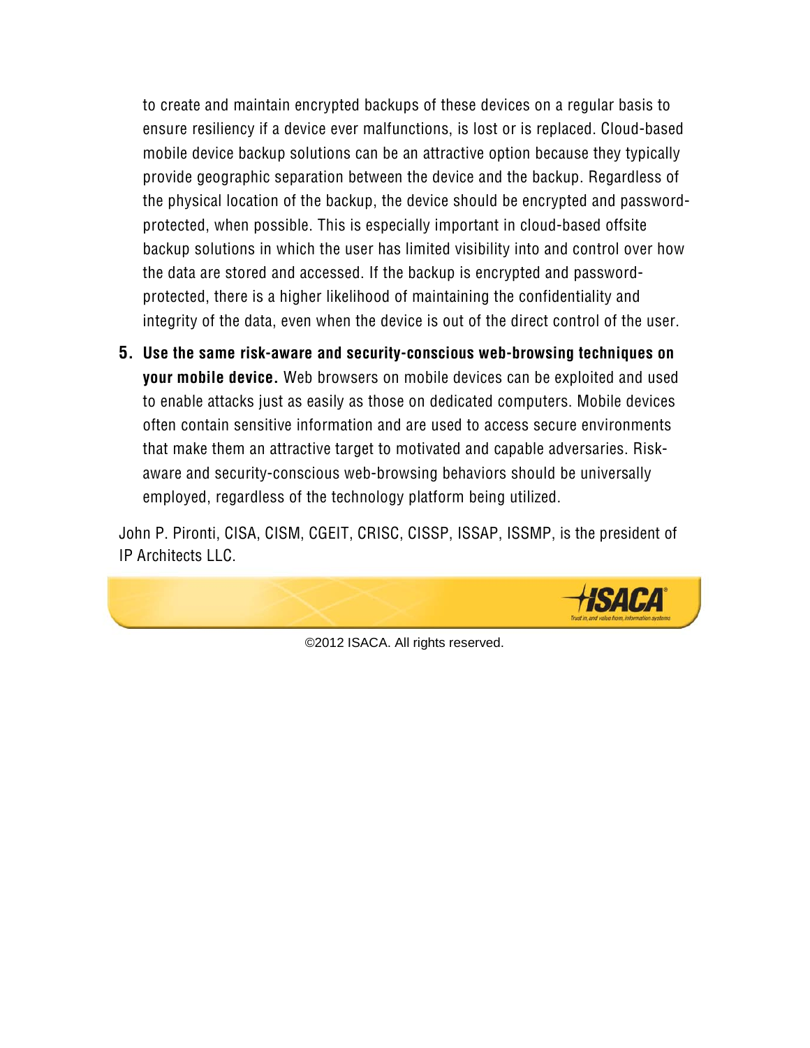to create and maintain encrypted backups of these devices on a regular basis to ensure resiliency if a device ever malfunctions, is lost or is replaced. Cloud-based mobile device backup solutions can be an attractive option because they typically provide geographic separation between the device and the backup. Regardless of the physical location of the backup, the device should be encrypted and password-protected, when possible. This is especially important in cloud-based offsite backup solutions in which the user has limited visibility into and control over how the data are stored and accessed. If the backup is encrypted and password-protected, there is a higher likelihood of maintaining the confidentiality and integrity of the data, even when the device is out of the direct control of the user.

5. **Use the same risk-aware and security-conscious web-browsing techniques on your mobile device.** Web browsers on mobile devices can be exploited and used to enable attacks just as easily as those on dedicated computers. Mobile devices often contain sensitive information and are used to access secure environments that make them an attractive target to motivated and capable adversaries. Risk-aware and security-conscious web-browsing behaviors should be universally employed, regardless of the technology platform being utilized.

John P. Pironti, CISA, CISM, CGEIT, CRISC, CISSP, ISSAP, ISSMP, is the president of IP Architects LLC.

©2012 ISACA. All rights reserved.